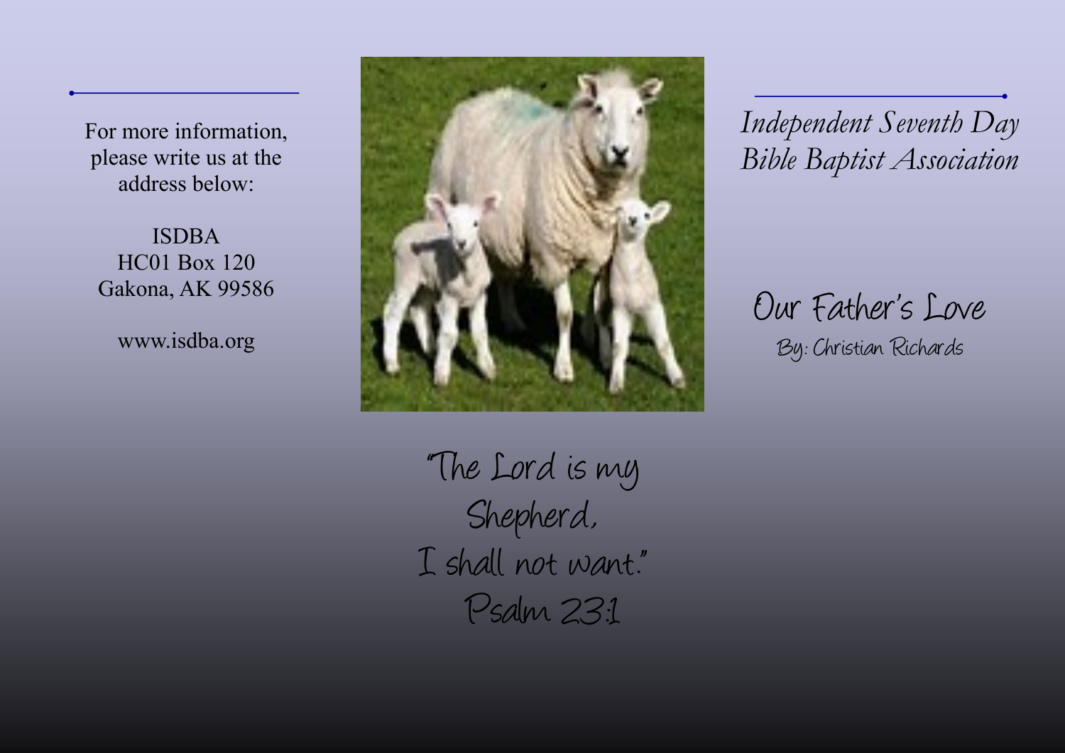For more information, please write us at the address below:

ISDBA
HC01 Box 120
Gakona, AK 99586

www.isdba.org

"The Lord is my Shepherd, I shall not want."
Psalm 23:1

*Independent Seventh Day Bible Baptist Association*

# Our Father's Love

By: Christian Richards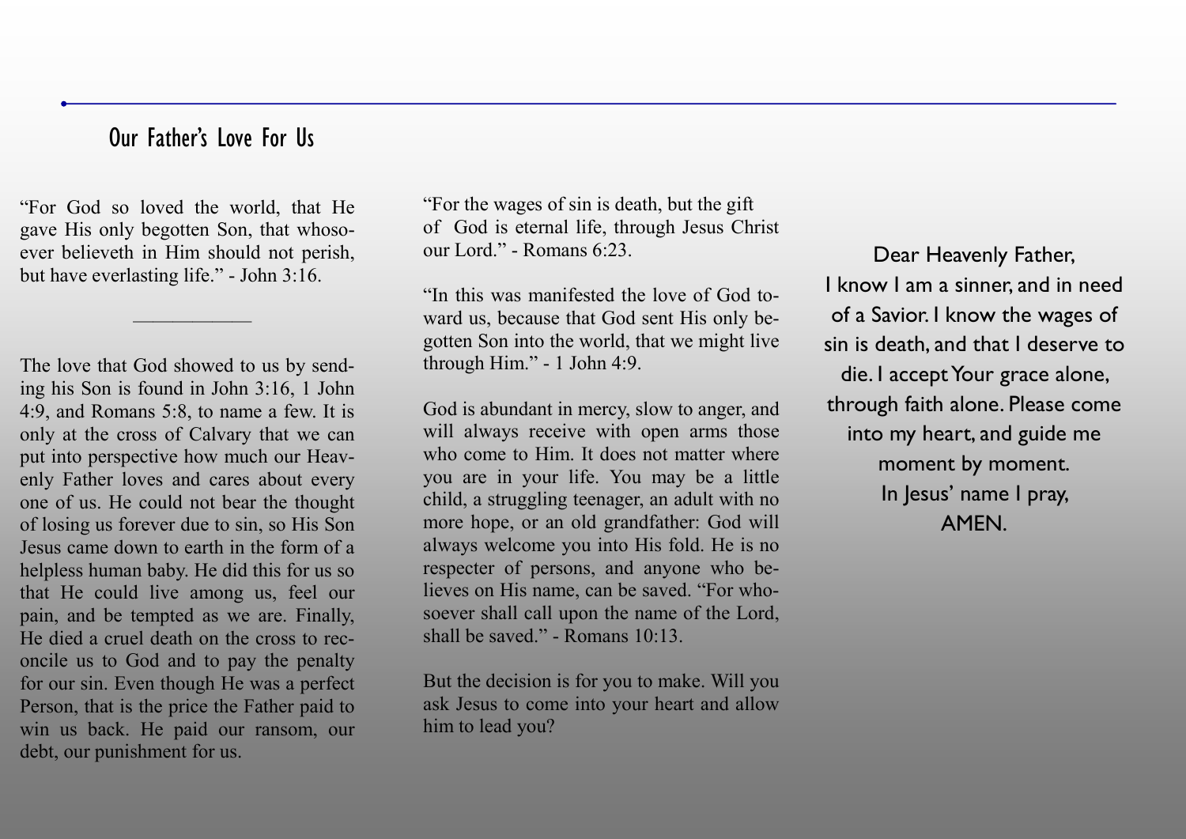## Our Father's Love For Us

"For God so loved the world, that He gave His only begotten Son, that whosoever believeth in Him should not perish, but have everlasting life." - John 3:16.

---

The love that God showed to us by sending his Son is found in John 3:16, 1 John 4:9, and Romans 5:8, to name a few. It is only at the cross of Calvary that we can put into perspective how much our Heavenly Father loves and cares about every one of us. He could not bear the thought of losing us forever due to sin, so His Son Jesus came down to earth in the form of a helpless human baby. He did this for us so that He could live among us, feel our pain, and be tempted as we are. Finally, He died a cruel death on the cross to reconcile us to God and to pay the penalty for our sin. Even though He was a perfect Person, that is the price the Father paid to win us back. He paid our ransom, our debt, our punishment for us.

"For the wages of sin is death, but the gift of God is eternal life, through Jesus Christ our Lord." - Romans 6:23.

"In this was manifested the love of God toward us, because that God sent His only begotten Son into the world, that we might live through Him." - 1 John 4:9.

God is abundant in mercy, slow to anger, and will always receive with open arms those who come to Him. It does not matter where you are in your life. You may be a little child, a struggling teenager, an adult with no more hope, or an old grandfather: God will always welcome you into His fold. He is no respecter of persons, and anyone who believes on His name, can be saved. "For whosoever shall call upon the name of the Lord, shall be saved." - Romans 10:13.

But the decision is for you to make. Will you ask Jesus to come into your heart and allow him to lead you?

Dear Heavenly Father,
I know I am a sinner, and in need of a Savior. I know the wages of sin is death, and that I deserve to die. I accept Your grace alone, through faith alone. Please come into my heart, and guide me moment by moment.
In Jesus' name I pray,
AMEN.